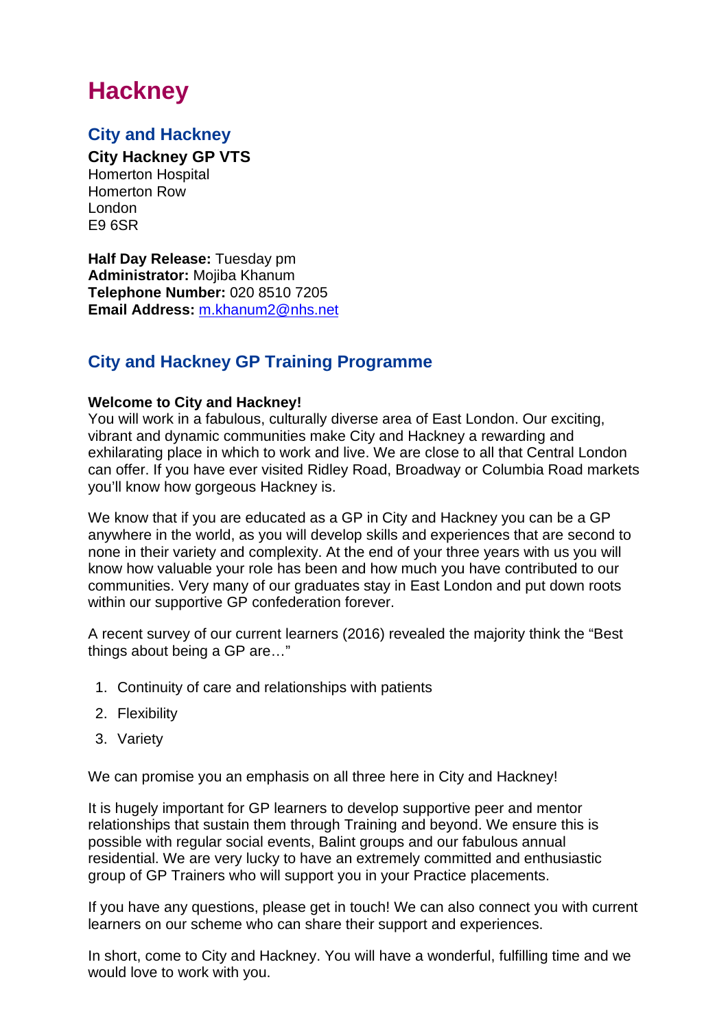# Hackney

## City and Hackney

**City Hackney GP VTS**
Homerton Hospital
Homerton Row
London
E9 6SR

**Half Day Release:** Tuesday pm
**Administrator:** Mojiba Khanum
**Telephone Number:** 020 8510 7205
**Email Address:** [m.khanum2@nhs.net](mailto:m.khanum2@nhs.net)

## City and Hackney GP Training Programme

**Welcome to City and Hackney!**
You will work in a fabulous, culturally diverse area of East London. Our exciting, vibrant and dynamic communities make City and Hackney a rewarding and exhilarating place in which to work and live. We are close to all that Central London can offer. If you have ever visited Ridley Road, Broadway or Columbia Road markets you'll know how gorgeous Hackney is.

We know that if you are educated as a GP in City and Hackney you can be a GP anywhere in the world, as you will develop skills and experiences that are second to none in their variety and complexity. At the end of your three years with us you will know how valuable your role has been and how much you have contributed to our communities. Very many of our graduates stay in East London and put down roots within our supportive GP confederation forever.

A recent survey of our current learners (2016) revealed the majority think the "Best things about being a GP are…"

1. Continuity of care and relationships with patients
2. Flexibility
3. Variety

We can promise you an emphasis on all three here in City and Hackney!

It is hugely important for GP learners to develop supportive peer and mentor relationships that sustain them through Training and beyond. We ensure this is possible with regular social events, Balint groups and our fabulous annual residential. We are very lucky to have an extremely committed and enthusiastic group of GP Trainers who will support you in your Practice placements.

If you have any questions, please get in touch! We can also connect you with current learners on our scheme who can share their support and experiences.

In short, come to City and Hackney. You will have a wonderful, fulfilling time and we would love to work with you.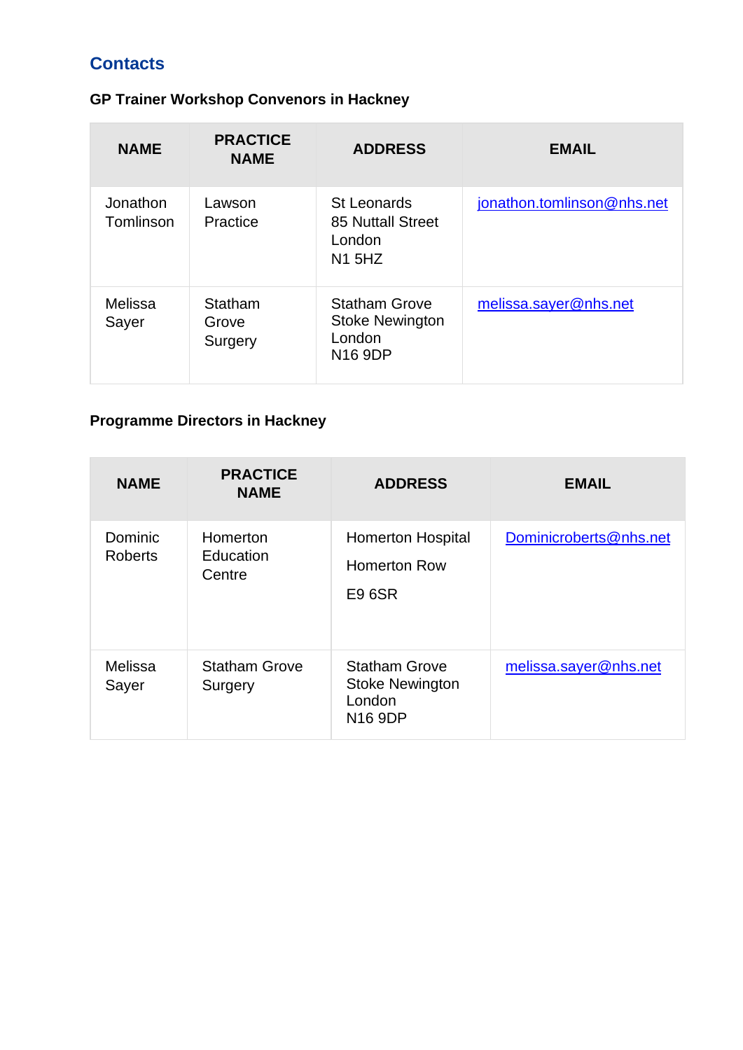## Contacts

### GP Trainer Workshop Convenors in Hackney

| NAME | PRACTICE NAME | ADDRESS | EMAIL |
| --- | --- | --- | --- |
| Jonathon Tomlinson | Lawson Practice | St Leonards 85 Nuttall Street London N1 5HZ | jonathon.tomlinson@nhs.net |
| Melissa Sayer | Statham Grove Surgery | Statham Grove Stoke Newington London N16 9DP | melissa.sayer@nhs.net |

### Programme Directors in Hackney

| NAME | PRACTICE NAME | ADDRESS | EMAIL |
| --- | --- | --- | --- |
| Dominic Roberts | Homerton Education Centre | Homerton Hospital Homerton Row E9 6SR | Dominicroberts@nhs.net |
| Melissa Sayer | Statham Grove Surgery | Statham Grove Stoke Newington London N16 9DP | melissa.sayer@nhs.net |